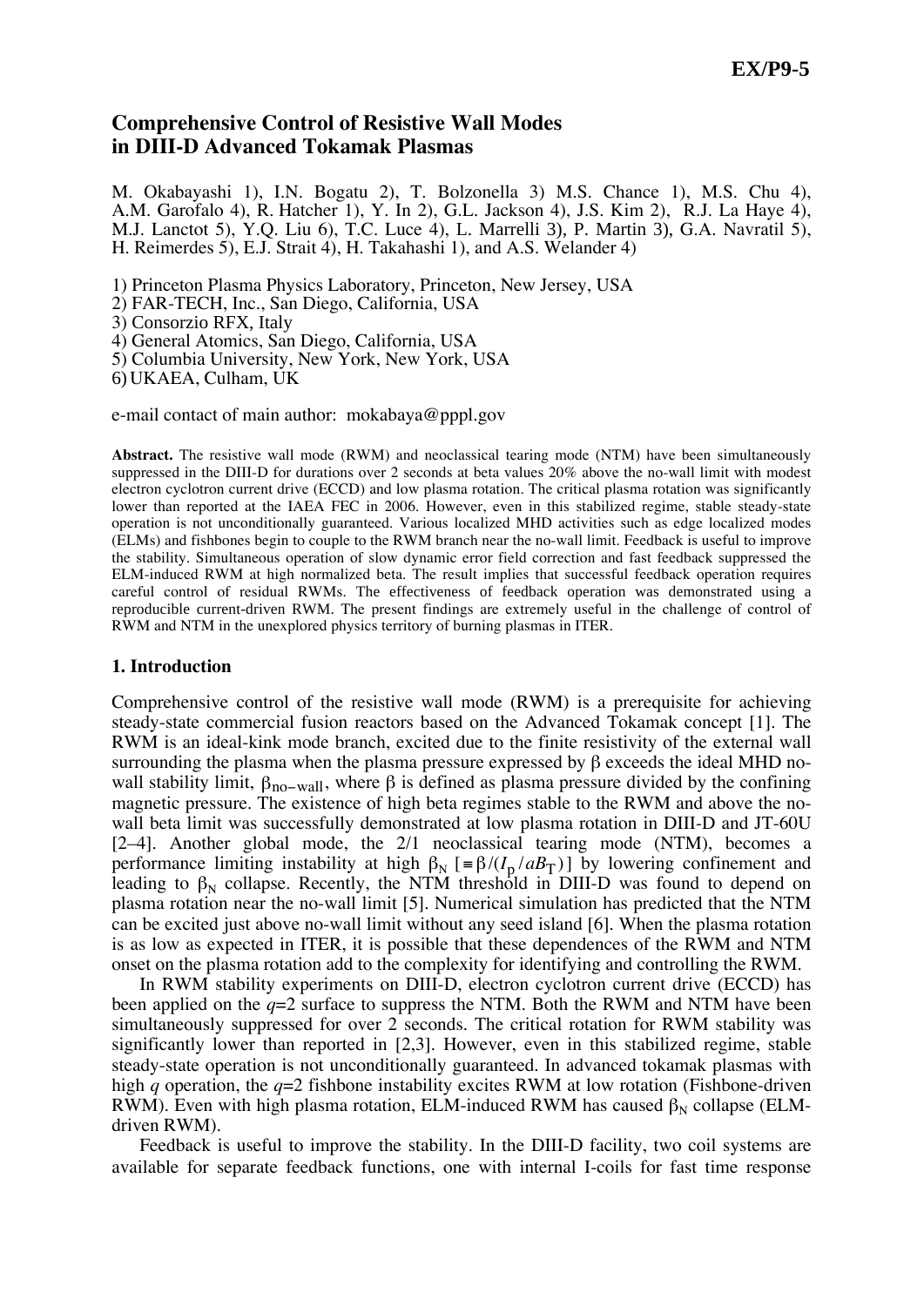# Comprehensive Control of Resistive Wall Modes in DIII-D Advanced Tokamak Plasmas

M. Okabayashi 1), I.N. Bogatu 2), T. Bolzonella 3) M.S. Chance 1), M.S. Chu 4), A.M. Garofalo 4), R. Hatcher 1), Y. In 2), G.L. Jackson 4), J.S. Kim 2), R.J. La Haye 4), M.J. Lanctot 5), Y.Q. Liu 6), T.C. Luce 4), L. Marrelli 3), P. Martin 3), G.A. Navratil 5), H. Reimerdes 5), E.J. Strait 4), H. Takahashi 1), and A.S. Welander 4)

1) Princeton Plasma Physics Laboratory, Princeton, New Jersey, USA
2) FAR-TECH, Inc., San Diego, California, USA
3) Consorzio RFX, Italy
4) General Atomics, San Diego, California, USA
5) Columbia University, New York, New York, USA
6) UKAEA, Culham, UK

e-mail contact of main author: mokabaya@pppl.gov

**Abstract.** The resistive wall mode (RWM) and neoclassical tearing mode (NTM) have been simultaneously suppressed in the DIII-D for durations over 2 seconds at beta values 20% above the no-wall limit with modest electron cyclotron current drive (ECCD) and low plasma rotation. The critical plasma rotation was significantly lower than reported at the IAEA FEC in 2006. However, even in this stabilized regime, stable steady-state operation is not unconditionally guaranteed. Various localized MHD activities such as edge localized modes (ELMs) and fishbones begin to couple to the RWM branch near the no-wall limit. Feedback is useful to improve the stability. Simultaneous operation of slow dynamic error field correction and fast feedback suppressed the ELM-induced RWM at high normalized beta. The result implies that successful feedback operation requires careful control of residual RWMs. The effectiveness of feedback operation was demonstrated using a reproducible current-driven RWM. The present findings are extremely useful in the challenge of control of RWM and NTM in the unexplored physics territory of burning plasmas in ITER.

## 1. Introduction

Comprehensive control of the resistive wall mode (RWM) is a prerequisite for achieving steady-state commercial fusion reactors based on the Advanced Tokamak concept [1]. The RWM is an ideal-kink mode branch, excited due to the finite resistivity of the external wall surrounding the plasma when the plasma pressure expressed by $\beta$ exceeds the ideal MHD no-wall stability limit, $\beta_{no-wall}$, where $\beta$ is defined as plasma pressure divided by the confining magnetic pressure. The existence of high beta regimes stable to the RWM and above the no-wall beta limit was successfully demonstrated at low plasma rotation in DIII-D and JT-60U [2–4]. Another global mode, the 2/1 neoclassical tearing mode (NTM), becomes a performance limiting instability at high $\beta_N$ [$\equiv \beta/(I_p/aB_T)$] by lowering confinement and leading to $\beta_N$ collapse. Recently, the NTM threshold in DIII-D was found to depend on plasma rotation near the no-wall limit [5]. Numerical simulation has predicted that the NTM can be excited just above no-wall limit without any seed island [6]. When the plasma rotation is as low as expected in ITER, it is possible that these dependences of the RWM and NTM onset on the plasma rotation add to the complexity for identifying and controlling the RWM.

In RWM stability experiments on DIII-D, electron cyclotron current drive (ECCD) has been applied on the *q*=2 surface to suppress the NTM. Both the RWM and NTM have been simultaneously suppressed for over 2 seconds. The critical rotation for RWM stability was significantly lower than reported in [2,3]. However, even in this stabilized regime, stable steady-state operation is not unconditionally guaranteed. In advanced tokamak plasmas with high *q* operation, the *q*=2 fishbone instability excites RWM at low rotation (Fishbone-driven RWM). Even with high plasma rotation, ELM-induced RWM has caused $\beta_N$ collapse (ELM-driven RWM).

Feedback is useful to improve the stability. In the DIII-D facility, two coil systems are available for separate feedback functions, one with internal I-coils for fast time response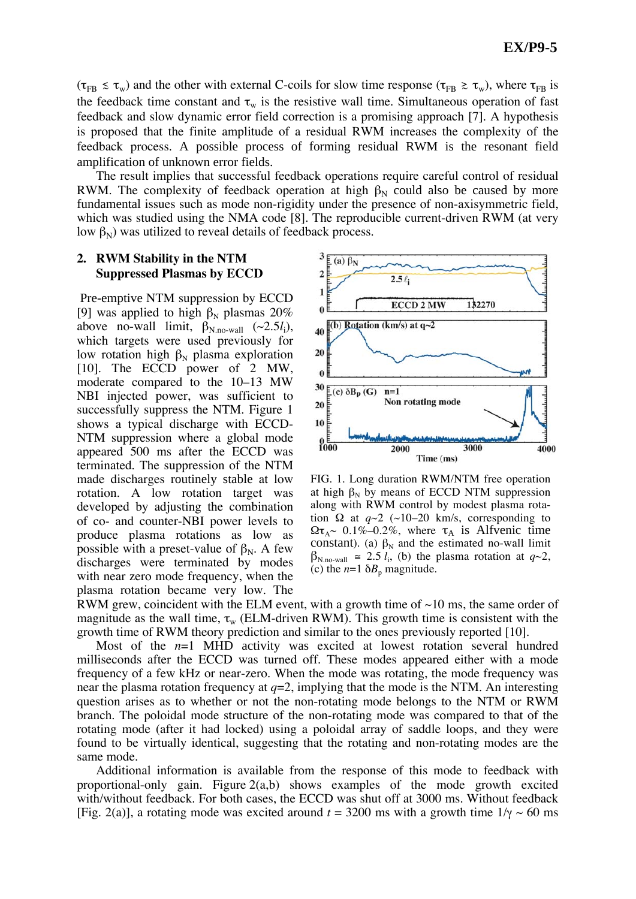($\tau_{FB} \lesssim \tau_w$) and the other with external C-coils for slow time response ($\tau_{FB} \gtrsim \tau_w$), where $\tau_{FB}$ is the feedback time constant and $\tau_w$ is the resistive wall time. Simultaneous operation of fast feedback and slow dynamic error field correction is a promising approach [7]. A hypothesis is proposed that the finite amplitude of a residual RWM increases the complexity of the feedback process. A possible process of forming residual RWM is the resonant field amplification of unknown error fields.

The result implies that successful feedback operations require careful control of residual RWM. The complexity of feedback operation at high $\beta_N$ could also be caused by more fundamental issues such as mode non-rigidity under the presence of non-axisymmetric field, which was studied using the NMA code [8]. The reproducible current-driven RWM (at very low $\beta_N$) was utilized to reveal details of feedback process.

## 2. RWM Stability in the NTM Suppressed Plasmas by ECCD

Pre-emptive NTM suppression by ECCD [9] was applied to high $\beta_N$ plasmas 20% above no-wall limit, $\beta_{N.\text{no-wall}}$ ($\sim 2.5 l_i$), which targets were used previously for low rotation high $\beta_N$ plasma exploration [10]. The ECCD power of 2 MW, moderate compared to the 10–13 MW NBI injected power, was sufficient to successfully suppress the NTM. Figure 1 shows a typical discharge with ECCD-NTM suppression where a global mode appeared 500 ms after the ECCD was terminated. The suppression of the NTM made discharges routinely stable at low rotation. A low rotation target was developed by adjusting the combination of co- and counter-NBI power levels to produce plasma rotations as low as possible with a preset-value of $\beta_N$. A few discharges were terminated by modes with near zero mode frequency, when the plasma rotation became very low. The RWM grew, coincident with the ELM event, with a growth time of ~10 ms, the same order of magnitude as the wall time, $\tau_w$ (ELM-driven RWM). This growth time is consistent with the growth time of RWM theory prediction and similar to the ones previously reported [10].

FIG. 1. Long duration RWM/NTM free operation at high $\beta_N$ by means of ECCD NTM suppression along with RWM control by modest plasma rotation $\Omega$ at $q$~2 (~10–20 km/s, corresponding to $\Omega\tau_A \sim$ 0.1%–0.2%, where $\tau_A$ is Alfvenic time constant). (a) $\beta_N$ and the estimated no-wall limit $\beta_{N.\text{no-wall}} \cong 2.5\, l_i$, (b) the plasma rotation at $q$~2, (c) the $n$=1 $\delta B_p$ magnitude.

Most of the $n$=1 MHD activity was excited at lowest rotation several hundred milliseconds after the ECCD was turned off. These modes appeared either with a mode frequency of a few kHz or near-zero. When the mode was rotating, the mode frequency was near the plasma rotation frequency at $q$=2, implying that the mode is the NTM. An interesting question arises as to whether or not the non-rotating mode belongs to the NTM or RWM branch. The poloidal mode structure of the non-rotating mode was compared to that of the rotating mode (after it had locked) using a poloidal array of saddle loops, and they were found to be virtually identical, suggesting that the rotating and non-rotating modes are the same mode.

Additional information is available from the response of this mode to feedback with proportional-only gain. Figure 2(a,b) shows examples of the mode growth excited with/without feedback. For both cases, the ECCD was shut off at 3000 ms. Without feedback [Fig. 2(a)], a rotating mode was excited around $t$ = 3200 ms with a growth time $1/\gamma \sim$ 60 ms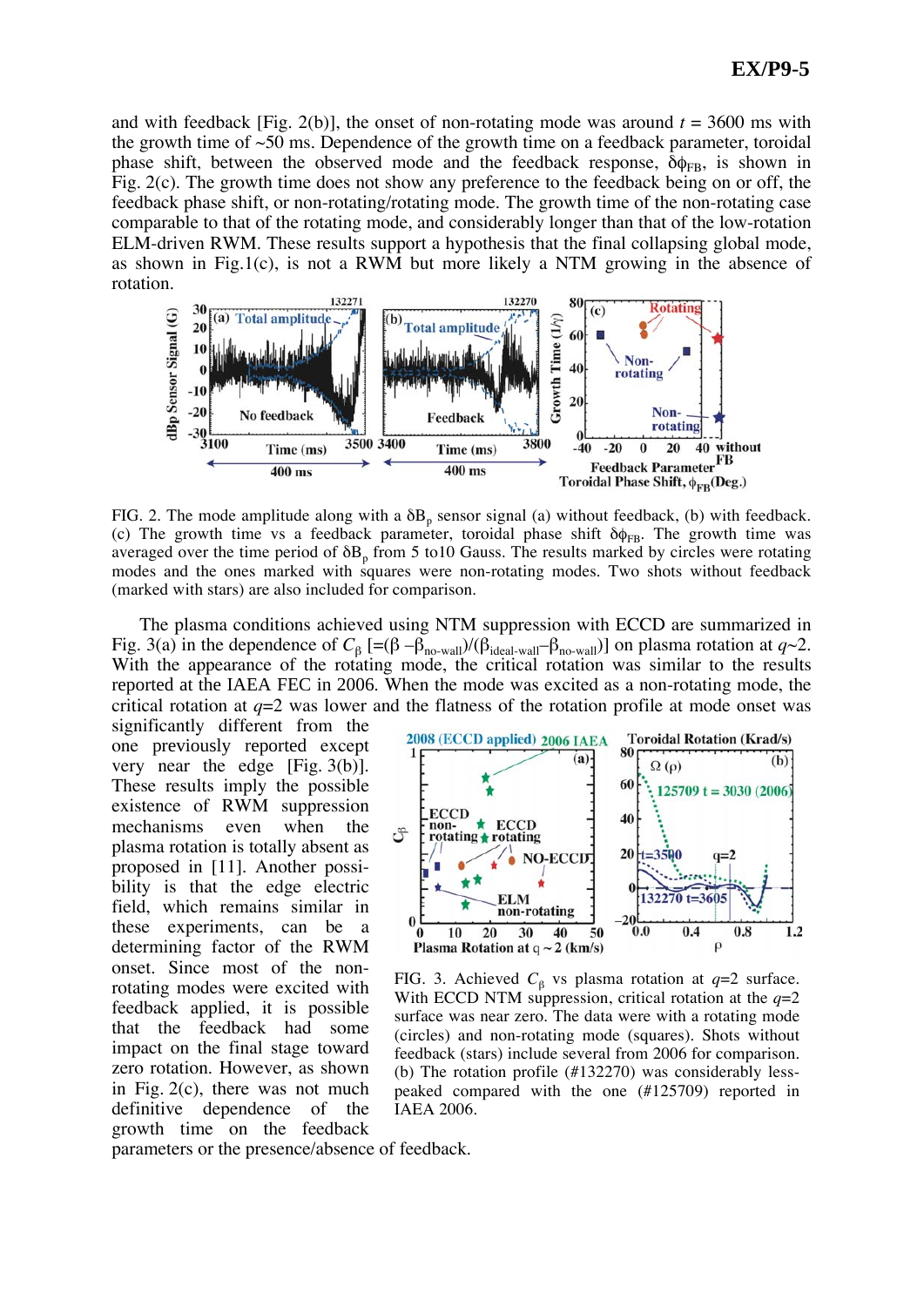and with feedback [Fig. 2(b)], the onset of non-rotating mode was around $t$ = 3600 ms with the growth time of ~50 ms. Dependence of the growth time on a feedback parameter, toroidal phase shift, between the observed mode and the feedback response, $\delta\phi_{FB}$, is shown in Fig. 2(c). The growth time does not show any preference to the feedback being on or off, the feedback phase shift, or non-rotating/rotating mode. The growth time of the non-rotating case comparable to that of the rotating mode, and considerably longer than that of the low-rotation ELM-driven RWM. These results support a hypothesis that the final collapsing global mode, as shown in Fig.1(c), is not a RWM but more likely a NTM growing in the absence of rotation.

FIG. 2. The mode amplitude along with a $\delta B_p$ sensor signal (a) without feedback, (b) with feedback. (c) The growth time vs a feedback parameter, toroidal phase shift $\delta\phi_{FB}$. The growth time was averaged over the time period of $\delta B_p$ from 5 to10 Gauss. The results marked by circles were rotating modes and the ones marked with squares were non-rotating modes. Two shots without feedback (marked with stars) are also included for comparison.

The plasma conditions achieved using NTM suppression with ECCD are summarized in Fig. 3(a) in the dependence of $C_\beta$ [$=(\beta - \beta_{no\text{-}wall})/(\beta_{ideal\text{-}wall} - \beta_{no\text{-}wall})$] on plasma rotation at $q$~2. With the appearance of the rotating mode, the critical rotation was similar to the results reported at the IAEA FEC in 2006. When the mode was excited as a non-rotating mode, the critical rotation at $q$=2 was lower and the flatness of the rotation profile at mode onset was significantly different from the one previously reported except very near the edge [Fig. 3(b)]. These results imply the possible existence of RWM suppression mechanisms even when the plasma rotation is totally absent as proposed in [11]. Another possibility is that the edge electric field, which remains similar in these experiments, can be a determining factor of the RWM onset. Since most of the non-rotating modes were excited with feedback applied, it is possible that the feedback had some impact on the final stage toward zero rotation. However, as shown in Fig. 2(c), there was not much definitive dependence of the growth time on the feedback parameters or the presence/absence of feedback.

FIG. 3. Achieved $C_\beta$ vs plasma rotation at $q$=2 surface. With ECCD NTM suppression, critical rotation at the $q$=2 surface was near zero. The data were with a rotating mode (circles) and non-rotating mode (squares). Shots without feedback (stars) include several from 2006 for comparison. (b) The rotation profile (#132270) was considerably less-peaked compared with the one (#125709) reported in IAEA 2006.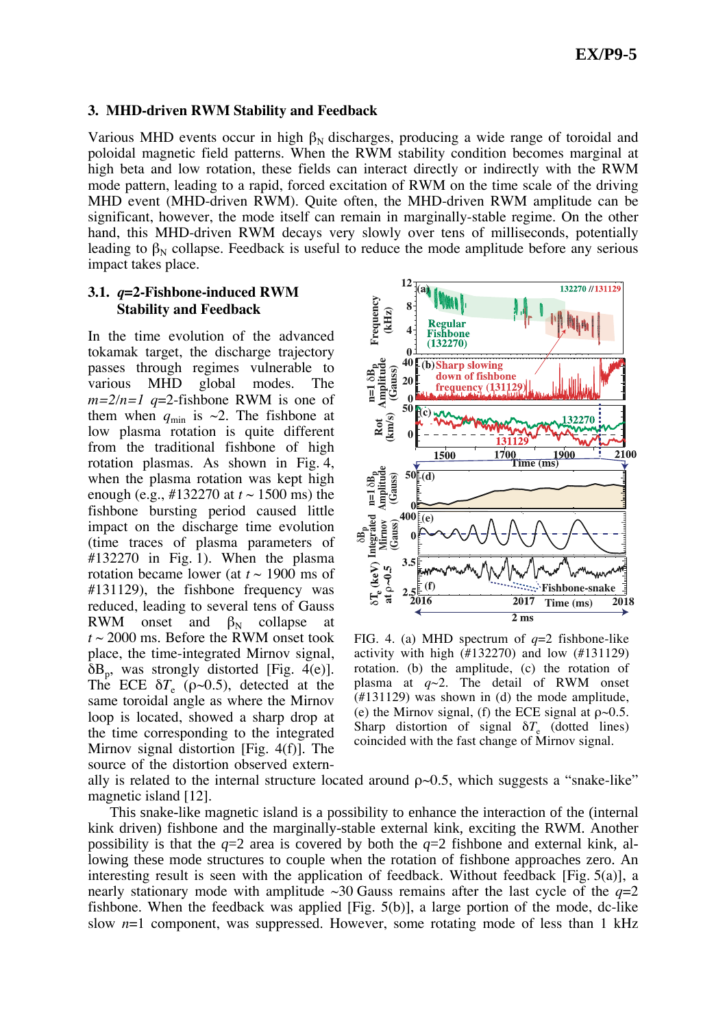## 3. MHD-driven RWM Stability and Feedback

Various MHD events occur in high $\beta_N$ discharges, producing a wide range of toroidal and poloidal magnetic field patterns. When the RWM stability condition becomes marginal at high beta and low rotation, these fields can interact directly or indirectly with the RWM mode pattern, leading to a rapid, forced excitation of RWM on the time scale of the driving MHD event (MHD-driven RWM). Quite often, the MHD-driven RWM amplitude can be significant, however, the mode itself can remain in marginally-stable regime. On the other hand, this MHD-driven RWM decays very slowly over tens of milliseconds, potentially leading to $\beta_N$ collapse. Feedback is useful to reduce the mode amplitude before any serious impact takes place.

### 3.1. *q*=2-Fishbone-induced RWM Stability and Feedback

In the time evolution of the advanced tokamak target, the discharge trajectory passes through regimes vulnerable to various MHD global modes. The *m=2/n=1* *q*=2-fishbone RWM is one of them when $q_{min}$ is ~2. The fishbone at low plasma rotation is quite different from the traditional fishbone of high rotation plasmas. As shown in Fig. 4, when the plasma rotation was kept high enough (e.g., #132270 at *t* ~ 1500 ms) the fishbone bursting period caused little impact on the discharge time evolution (time traces of plasma parameters of #132270 in Fig. 1). When the plasma rotation became lower (at *t* ~ 1900 ms of #131129), the fishbone frequency was reduced, leading to several tens of Gauss RWM onset and $\beta_N$ collapse at *t* ~ 2000 ms. Before the RWM onset took place, the time-integrated Mirnov signal, $\delta B_p$, was strongly distorted [Fig. 4(e)]. The ECE $\delta T_e$ ($\rho$~0.5), detected at the same toroidal angle as where the Mirnov loop is located, showed a sharp drop at the time corresponding to the integrated Mirnov signal distortion [Fig. 4(f)]. The source of the distortion observed externally is related to the internal structure located around $\rho$~0.5, which suggests a "snake-like" magnetic island [12].

FIG. 4. (a) MHD spectrum of *q*=2 fishbone-like activity with high (#132270) and low (#131129) rotation. (b) the amplitude, (c) the rotation of plasma at *q*~2. The detail of RWM onset (#131129) was shown in (d) the mode amplitude, (e) the Mirnov signal, (f) the ECE signal at $\rho$~0.5. Sharp distortion of signal $\delta T_e$ (dotted lines) coincided with the fast change of Mirnov signal.

This snake-like magnetic island is a possibility to enhance the interaction of the (internal kink driven) fishbone and the marginally-stable external kink, exciting the RWM. Another possibility is that the *q*=2 area is covered by both the *q*=2 fishbone and external kink, allowing these mode structures to couple when the rotation of fishbone approaches zero. An interesting result is seen with the application of feedback. Without feedback [Fig. 5(a)], a nearly stationary mode with amplitude ~30 Gauss remains after the last cycle of the *q*=2 fishbone. When the feedback was applied [Fig. 5(b)], a large portion of the mode, dc-like slow *n*=1 component, was suppressed. However, some rotating mode of less than 1 kHz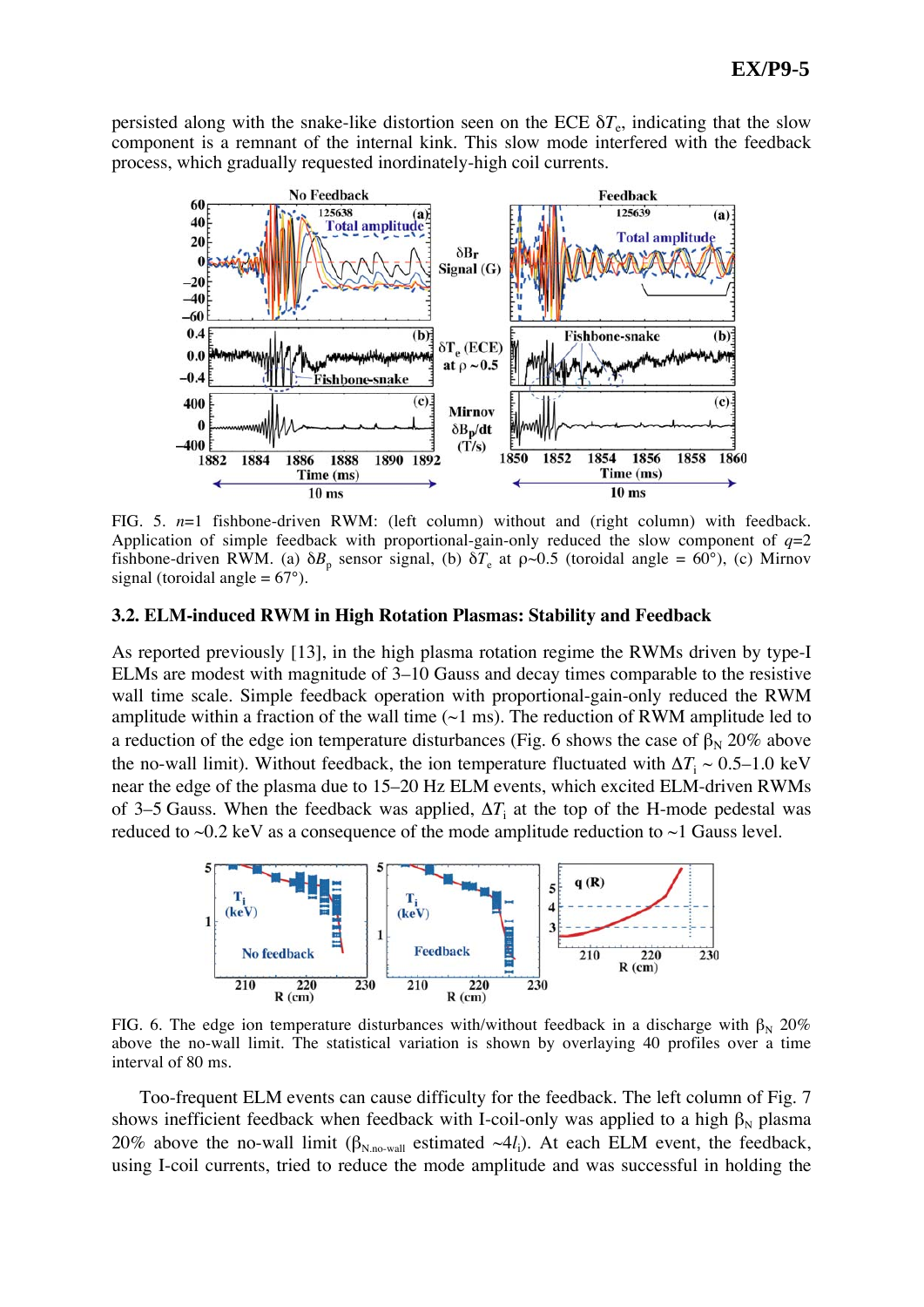persisted along with the snake-like distortion seen on the ECE $\delta T_e$, indicating that the slow component is a remnant of the internal kink. This slow mode interfered with the feedback process, which gradually requested inordinately-high coil currents.

FIG. 5. $n$=1 fishbone-driven RWM: (left column) without and (right column) with feedback. Application of simple feedback with proportional-gain-only reduced the slow component of $q$=2 fishbone-driven RWM. (a) $\delta B_p$ sensor signal, (b) $\delta T_e$ at $\rho$~0.5 (toroidal angle = 60°), (c) Mirnov signal (toroidal angle = 67°).

### 3.2. ELM-induced RWM in High Rotation Plasmas: Stability and Feedback

As reported previously [13], in the high plasma rotation regime the RWMs driven by type-I ELMs are modest with magnitude of 3–10 Gauss and decay times comparable to the resistive wall time scale. Simple feedback operation with proportional-gain-only reduced the RWM amplitude within a fraction of the wall time (~1 ms). The reduction of RWM amplitude led to a reduction of the edge ion temperature disturbances (Fig. 6 shows the case of $\beta_N$ 20% above the no-wall limit). Without feedback, the ion temperature fluctuated with $\Delta T_i$ ~ 0.5–1.0 keV near the edge of the plasma due to 15–20 Hz ELM events, which excited ELM-driven RWMs of 3–5 Gauss. When the feedback was applied, $\Delta T_i$ at the top of the H-mode pedestal was reduced to ~0.2 keV as a consequence of the mode amplitude reduction to ~1 Gauss level.

FIG. 6. The edge ion temperature disturbances with/without feedback in a discharge with $\beta_N$ 20% above the no-wall limit. The statistical variation is shown by overlaying 40 profiles over a time interval of 80 ms.

Too-frequent ELM events can cause difficulty for the feedback. The left column of Fig. 7 shows inefficient feedback when feedback with I-coil-only was applied to a high $\beta_N$ plasma 20% above the no-wall limit ($\beta_{N\text{,no-wall}}$ estimated ~$4l_i$). At each ELM event, the feedback, using I-coil currents, tried to reduce the mode amplitude and was successful in holding the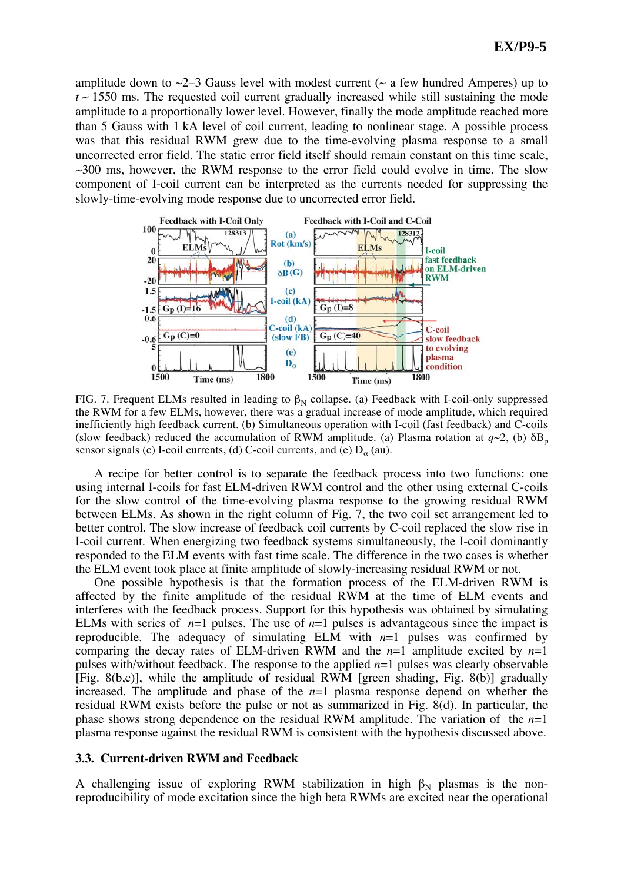amplitude down to ~2–3 Gauss level with modest current (~ a few hundred Amperes) up to $t$ ~ 1550 ms. The requested coil current gradually increased while still sustaining the mode amplitude to a proportionally lower level. However, finally the mode amplitude reached more than 5 Gauss with 1 kA level of coil current, leading to nonlinear stage. A possible process was that this residual RWM grew due to the time-evolving plasma response to a small uncorrected error field. The static error field itself should remain constant on this time scale, ~300 ms, however, the RWM response to the error field could evolve in time. The slow component of I-coil current can be interpreted as the currents needed for suppressing the slowly-time-evolving mode response due to uncorrected error field.

FIG. 7. Frequent ELMs resulted in leading to $\beta_N$ collapse. (a) Feedback with I-coil-only suppressed the RWM for a few ELMs, however, there was a gradual increase of mode amplitude, which required inefficiently high feedback current. (b) Simultaneous operation with I-coil (fast feedback) and C-coils (slow feedback) reduced the accumulation of RWM amplitude. (a) Plasma rotation at $q$~2, (b) $\delta B_p$ sensor signals (c) I-coil currents, (d) C-coil currents, and (e) $D_\alpha$ (au).

A recipe for better control is to separate the feedback process into two functions: one using internal I-coils for fast ELM-driven RWM control and the other using external C-coils for the slow control of the time-evolving plasma response to the growing residual RWM between ELMs. As shown in the right column of Fig. 7, the two coil set arrangement led to better control. The slow increase of feedback coil currents by C-coil replaced the slow rise in I-coil current. When energizing two feedback systems simultaneously, the I-coil dominantly responded to the ELM events with fast time scale. The difference in the two cases is whether the ELM event took place at finite amplitude of slowly-increasing residual RWM or not.

One possible hypothesis is that the formation process of the ELM-driven RWM is affected by the finite amplitude of the residual RWM at the time of ELM events and interferes with the feedback process. Support for this hypothesis was obtained by simulating ELMs with series of $n$=1 pulses. The use of $n$=1 pulses is advantageous since the impact is reproducible. The adequacy of simulating ELM with $n$=1 pulses was confirmed by comparing the decay rates of ELM-driven RWM and the $n$=1 amplitude excited by $n$=1 pulses with/without feedback. The response to the applied $n$=1 pulses was clearly observable [Fig. 8(b,c)], while the amplitude of residual RWM [green shading, Fig. 8(b)] gradually increased. The amplitude and phase of the $n$=1 plasma response depend on whether the residual RWM exists before the pulse or not as summarized in Fig. 8(d). In particular, the phase shows strong dependence on the residual RWM amplitude. The variation of the $n$=1 plasma response against the residual RWM is consistent with the hypothesis discussed above.

### 3.3. Current-driven RWM and Feedback

A challenging issue of exploring RWM stabilization in high $\beta_N$ plasmas is the non-reproducibility of mode excitation since the high beta RWMs are excited near the operational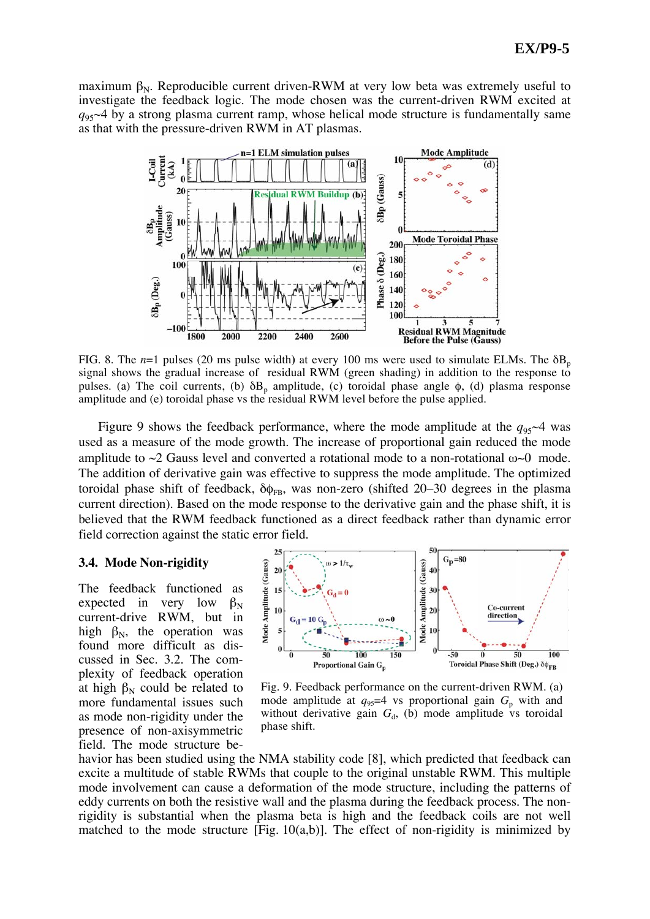maximum $\beta_N$. Reproducible current driven-RWM at very low beta was extremely useful to investigate the feedback logic. The mode chosen was the current-driven RWM excited at $q_{95}$~4 by a strong plasma current ramp, whose helical mode structure is fundamentally same as that with the pressure-driven RWM in AT plasmas.

FIG. 8. The $n$=1 pulses (20 ms pulse width) at every 100 ms were used to simulate ELMs. The $\delta B_p$ signal shows the gradual increase of residual RWM (green shading) in addition to the response to pulses. (a) The coil currents, (b) $\delta B_p$ amplitude, (c) toroidal phase angle $\phi$, (d) plasma response amplitude and (e) toroidal phase vs the residual RWM level before the pulse applied.

Figure 9 shows the feedback performance, where the mode amplitude at the $q_{95}$~4 was used as a measure of the mode growth. The increase of proportional gain reduced the mode amplitude to ~2 Gauss level and converted a rotational mode to a non-rotational $\omega$~0 mode. The addition of derivative gain was effective to suppress the mode amplitude. The optimized toroidal phase shift of feedback, $\delta\phi_{FB}$, was non-zero (shifted 20–30 degrees in the plasma current direction). Based on the mode response to the derivative gain and the phase shift, it is believed that the RWM feedback functioned as a direct feedback rather than dynamic error field correction against the static error field.

### 3.4. Mode Non-rigidity

Fig. 9. Feedback performance on the current-driven RWM. (a) mode amplitude at $q_{95}$=4 vs proportional gain $G_p$ with and without derivative gain $G_d$, (b) mode amplitude vs toroidal phase shift.

The feedback functioned as expected in very low $\beta_N$ current-drive RWM, but in high $\beta_N$, the operation was found more difficult as discussed in Sec. 3.2. The complexity of feedback operation at high $\beta_N$ could be related to more fundamental issues such as mode non-rigidity under the presence of non-axisymmetric field. The mode structure behavior has been studied using the NMA stability code [8], which predicted that feedback can excite a multitude of stable RWMs that couple to the original unstable RWM. This multiple mode involvement can cause a deformation of the mode structure, including the patterns of eddy currents on both the resistive wall and the plasma during the feedback process. The non-rigidity is substantial when the plasma beta is high and the feedback coils are not well matched to the mode structure [Fig. 10(a,b)]. The effect of non-rigidity is minimized by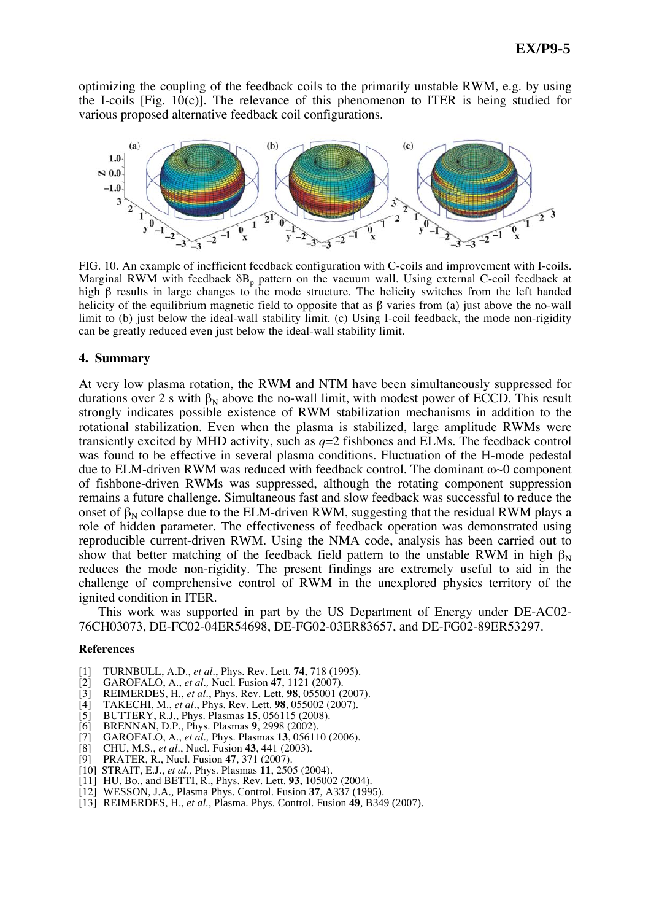optimizing the coupling of the feedback coils to the primarily unstable RWM, e.g. by using the I-coils [Fig. 10(c)]. The relevance of this phenomenon to ITER is being studied for various proposed alternative feedback coil configurations.

(a) (b) (c)

1.0
Z 0.0
−1.0
3 2 1 0 y −1 −2 −3 −3 −2 −1 0 1 2 x

FIG. 10. An example of inefficient feedback configuration with C-coils and improvement with I-coils. Marginal RWM with feedback $\delta B_p$ pattern on the vacuum wall. Using external C-coil feedback at high $\beta$ results in large changes to the mode structure. The helicity switches from the left handed helicity of the equilibrium magnetic field to opposite that as $\beta$ varies from (a) just above the no-wall limit to (b) just below the ideal-wall stability limit. (c) Using I-coil feedback, the mode non-rigidity can be greatly reduced even just below the ideal-wall stability limit.

## 4. Summary

At very low plasma rotation, the RWM and NTM have been simultaneously suppressed for durations over 2 s with $\beta_N$ above the no-wall limit, with modest power of ECCD. This result strongly indicates possible existence of RWM stabilization mechanisms in addition to the rotational stabilization. Even when the plasma is stabilized, large amplitude RWMs were transiently excited by MHD activity, such as $q$=2 fishbones and ELMs. The feedback control was found to be effective in several plasma conditions. Fluctuation of the H-mode pedestal due to ELM-driven RWM was reduced with feedback control. The dominant $\omega$~0 component of fishbone-driven RWMs was suppressed, although the rotating component suppression remains a future challenge. Simultaneous fast and slow feedback was successful to reduce the onset of $\beta_N$ collapse due to the ELM-driven RWM, suggesting that the residual RWM plays a role of hidden parameter. The effectiveness of feedback operation was demonstrated using reproducible current-driven RWM. Using the NMA code, analysis has been carried out to show that better matching of the feedback field pattern to the unstable RWM in high $\beta_N$ reduces the mode non-rigidity. The present findings are extremely useful to aid in the challenge of comprehensive control of RWM in the unexplored physics territory of the ignited condition in ITER.

This work was supported in part by the US Department of Energy under DE-AC02-76CH03073, DE-FC02-04ER54698, DE-FG02-03ER83657, and DE-FG02-89ER53297.

### References

[1] TURNBULL, A.D., *et al.*, Phys. Rev. Lett. **74**, 718 (1995).
[2] GAROFALO, A., *et al.,* Nucl. Fusion **47**, 1121 (2007).
[3] REIMERDES, H., *et al.*, Phys. Rev. Lett. **98**, 055001 (2007).
[4] TAKECHI, M., *et al.*, Phys. Rev. Lett. **98**, 055002 (2007).
[5] BUTTERY, R.J., Phys. Plasmas **15**, 056115 (2008).
[6] BRENNAN, D.P., Phys. Plasmas **9**, 2998 (2002).
[7] GAROFALO, A., *et al.,* Phys. Plasmas **13**, 056110 (2006).
[8] CHU, M.S., *et al.*, Nucl. Fusion **43**, 441 (2003).
[9] PRATER, R., Nucl. Fusion **47**, 371 (2007).
[10] STRAIT, E.J., *et al.,* Phys. Plasmas **11**, 2505 (2004).
[11] HU, Bo., and BETTI, R., Phys. Rev. Lett. **93**, 105002 (2004).
[12] WESSON, J.A., Plasma Phys. Control. Fusion **37**, A337 (1995).
[13] REIMERDES, H., *et al.,* Plasma. Phys. Control. Fusion **49**, B349 (2007).